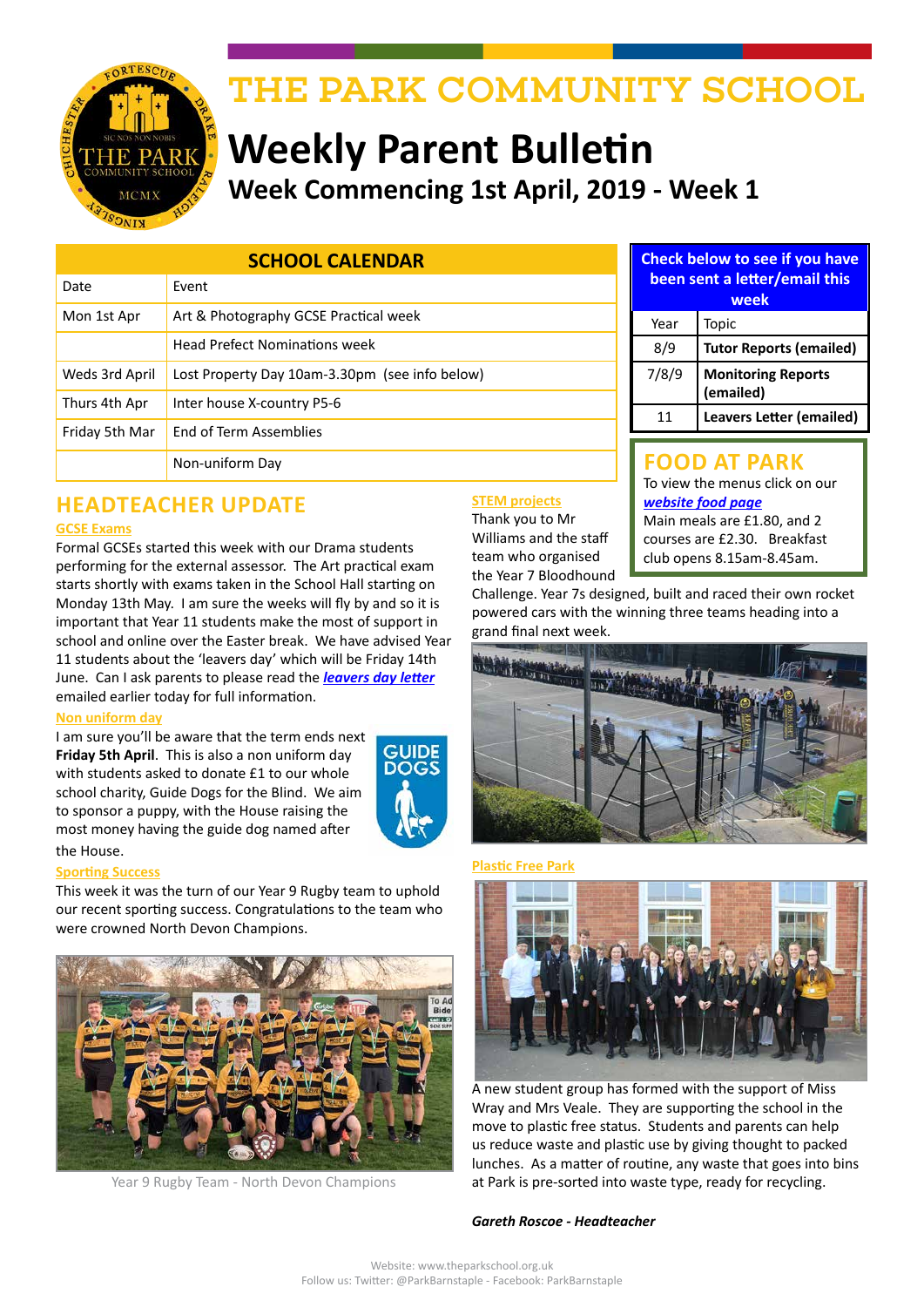# THE PARK COMMUNITY SCHOOL

# Weekly Parent Bulletin

## Week Commencing 1st April, 2019 - Week 1

| SCHOOL CALENDAR | |
|---|---|
| Date | Event |
| Mon 1st Apr | Art & Photography GCSE Practical week |
| | Head Prefect Nominations week |
| Weds 3rd April | Lost Property Day 10am-3.30pm (see info below) |
| Thurs 4th Apr | Inter house X-country P5-6 |
| Friday 5th Mar | End of Term Assemblies |
| | Non-uniform Day |

| Check below to see if you have been sent a letter/email this week | |
|---|---|
| Year | Topic |
| 8/9 | **Tutor Reports (emailed)** |
| 7/8/9 | **Monitoring Reports (emailed)** |
| 11 | **Leavers Letter (emailed)** |

## FOOD AT PARK

To view the menus click on our ***website food page***

Main meals are £1.80, and 2 courses are £2.30. Breakfast club opens 8.15am-8.45am.

## HEADTEACHER UPDATE

### GCSE Exams

Formal GCSEs started this week with our Drama students performing for the external assessor. The Art practical exam starts shortly with exams taken in the School Hall starting on Monday 13th May. I am sure the weeks will fly by and so it is important that Year 11 students make the most of support in school and online over the Easter break. We have advised Year 11 students about the 'leavers day' which will be Friday 14th June. Can I ask parents to please read the ***leavers day letter*** emailed earlier today for full information.

### Non uniform day

I am sure you'll be aware that the term ends next **Friday 5th April**. This is also a non uniform day with students asked to donate £1 to our whole school charity, Guide Dogs for the Blind. We aim to sponsor a puppy, with the House raising the most money having the guide dog named after the House.

### Sporting Success

This week it was the turn of our Year 9 Rugby team to uphold our recent sporting success. Congratulations to the team who were crowned North Devon Champions.

Year 9 Rugby Team - North Devon Champions

### STEM projects

Thank you to Mr Williams and the staff team who organised the Year 7 Bloodhound Challenge. Year 7s designed, built and raced their own rocket powered cars with the winning three teams heading into a grand final next week.

### Plastic Free Park

A new student group has formed with the support of Miss Wray and Mrs Veale. They are supporting the school in the move to plastic free status. Students and parents can help us reduce waste and plastic use by giving thought to packed lunches. As a matter of routine, any waste that goes into bins at Park is pre-sorted into waste type, ready for recycling.

***Gareth Roscoe - Headteacher***

Website: www.theparkschool.org.uk
Follow us: Twitter: @ParkBarnstaple - Facebook: ParkBarnstaple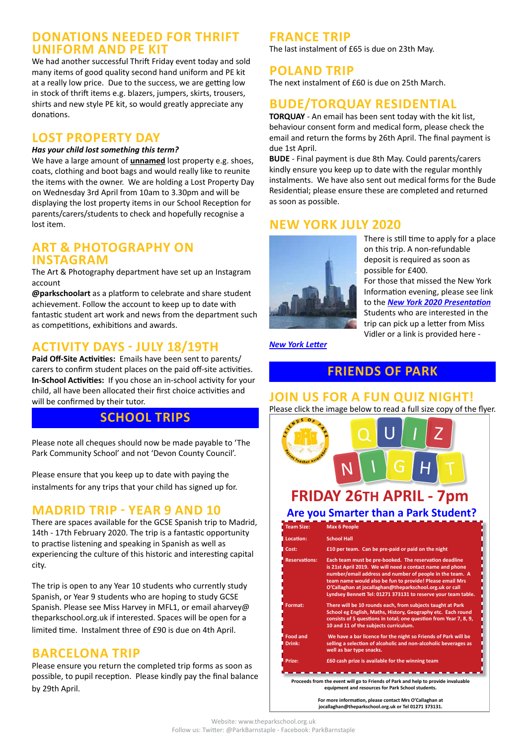## DONATIONS NEEDED FOR THRIFT UNIFORM AND PE KIT

We had another successful Thrift Friday event today and sold many items of good quality second hand uniform and PE kit at a really low price. Due to the success, we are getting low in stock of thrift items e.g. blazers, jumpers, skirts, trousers, shirts and new style PE kit, so would greatly appreciate any donations.

## LOST PROPERTY DAY

***Has your child lost something this term?***

We have a large amount of **unnamed** lost property e.g. shoes, coats, clothing and boot bags and would really like to reunite the items with the owner. We are holding a Lost Property Day on Wednesday 3rd April from 10am to 3.30pm and will be displaying the lost property items in our School Reception for parents/carers/students to check and hopefully recognise a lost item.

## ART & PHOTOGRAPHY ON INSTAGRAM

The Art & Photography department have set up an Instagram account **@parkschoolart** as a platform to celebrate and share student achievement. Follow the account to keep up to date with fantastic student art work and news from the department such as competitions, exhibitions and awards.

## ACTIVITY DAYS - JULY 18/19TH

**Paid Off-Site Activities:** Emails have been sent to parents/carers to confirm student places on the paid off-site activities. **In-School Activities:** If you chose an in-school activity for your child, all have been allocated their first choice activities and will be confirmed by their tutor.

# SCHOOL TRIPS

Please note all cheques should now be made payable to 'The Park Community School' and not 'Devon County Council'.

Please ensure that you keep up to date with paying the instalments for any trips that your child has signed up for.

## MADRID TRIP - YEAR 9 AND 10

There are spaces available for the GCSE Spanish trip to Madrid, 14th - 17th February 2020. The trip is a fantastic opportunity to practise listening and speaking in Spanish as well as experiencing the culture of this historic and interesting capital city.

The trip is open to any Year 10 students who currently study Spanish, or Year 9 students who are hoping to study GCSE Spanish. Please see Miss Harvey in MFL1, or email aharvey@theparkschool.org.uk if interested. Spaces will be open for a limited time. Instalment three of £90 is due on 4th April.

## BARCELONA TRIP

Please ensure you return the completed trip forms as soon as possible, to pupil reception. Please kindly pay the final balance by 29th April.

## FRANCE TRIP

The last instalment of £65 is due on 23th May.

## POLAND TRIP

The next instalment of £60 is due on 25th March.

## BUDE/TORQUAY RESIDENTIAL

**TORQUAY** - An email has been sent today with the kit list, behaviour consent form and medical form, please check the email and return the forms by 26th April. The final payment is due 1st April.

**BUDE** - Final payment is due 8th May. Could parents/carers kindly ensure you keep up to date with the regular monthly instalments. We have also sent out medical forms for the Bude Residential; please ensure these are completed and returned as soon as possible.

## NEW YORK JULY 2020

There is still time to apply for a place on this trip. A non-refundable deposit is required as soon as possible for £400.

For those that missed the New York Information evening, please see link to the ***New York 2020 Presentation***

Students who are interested in the trip can pick up a letter from Miss Vidler or a link is provided here - ***New York Letter***

# FRIENDS OF PARK

## JOIN US FOR A FUN QUIZ NIGHT!

Please click the image below to read a full size copy of the flyer.

QUIZ NIGHT

**FRIDAY 26TH APRIL - 7pm**

**Are you Smarter than a Park Student?**

| | |
|---|---|
| Team Size: | Max 6 People |
| Location: | School Hall |
| Cost: | £10 per team. Can be pre-paid or paid on the night |
| Reservations: | Each team must be pre-booked. The reservation deadline is 21st April 2019. We will need a contact name and phone number/email address and number of people in the team. A team name would also be fun to provide! Please email Mrs O'Callaghan at jocallaghan@theparkschool.org.uk or call Lyndsey Bennett Tel: 01271 373131 to reserve your team table. |
| Format: | There will be 10 rounds each, from subjects taught at Park School eg English, Maths, History, Geography etc. Each round consists of 5 questions in total; one question from Year 7, 8, 9, 10 and 11 of the subjects curriculum. |
| Food and Drink: | We have a bar licence for the night so Friends of Park will be selling a selection of alcoholic and non-alcoholic beverages as well as bar type snacks. |
| Prize: | £60 cash prize is available for the winning team |

Proceeds from the event will go to Friends of Park and help to provide invaluable equipment and resources for Park School students.

For more information, please contact Mrs O'Callaghan at jocallaghan@theparkschool.org.uk or Tel 01271 373131.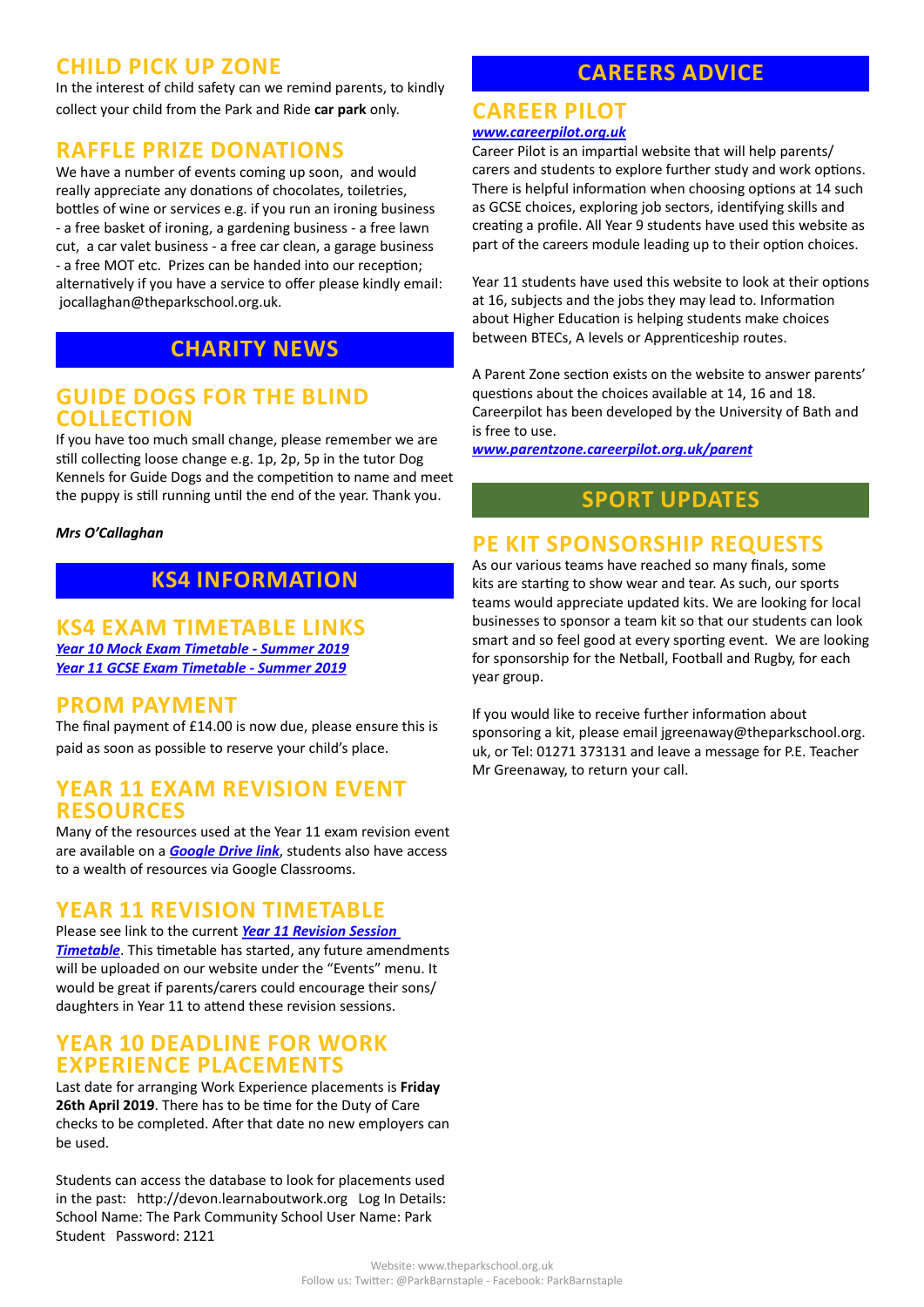## CHILD PICK UP ZONE

In the interest of child safety can we remind parents, to kindly collect your child from the Park and Ride **car park** only.

## RAFFLE PRIZE DONATIONS

We have a number of events coming up soon, and would really appreciate any donations of chocolates, toiletries, bottles of wine or services e.g. if you run an ironing business - a free basket of ironing, a gardening business - a free lawn cut, a car valet business - a free car clean, a garage business - a free MOT etc. Prizes can be handed into our reception; alternatively if you have a service to offer please kindly email: jocallaghan@theparkschool.org.uk.

# CHARITY NEWS

## GUIDE DOGS FOR THE BLIND COLLECTION

If you have too much small change, please remember we are still collecting loose change e.g. 1p, 2p, 5p in the tutor Dog Kennels for Guide Dogs and the competition to name and meet the puppy is still running until the end of the year. Thank you.

***Mrs O'Callaghan***

# KS4 INFORMATION

## KS4 EXAM TIMETABLE LINKS

***Year 10 Mock Exam Timetable - Summer 2019***
***Year 11 GCSE Exam Timetable - Summer 2019***

## PROM PAYMENT

The final payment of £14.00 is now due, please ensure this is paid as soon as possible to reserve your child's place.

## YEAR 11 EXAM REVISION EVENT RESOURCES

Many of the resources used at the Year 11 exam revision event are available on a ***Google Drive link***, students also have access to a wealth of resources via Google Classrooms.

## YEAR 11 REVISION TIMETABLE

Please see link to the current ***Year 11 Revision Session Timetable***. This timetable has started, any future amendments will be uploaded on our website under the "Events" menu. It would be great if parents/carers could encourage their sons/daughters in Year 11 to attend these revision sessions.

## YEAR 10 DEADLINE FOR WORK EXPERIENCE PLACEMENTS

Last date for arranging Work Experience placements is **Friday 26th April 2019**. There has to be time for the Duty of Care checks to be completed. After that date no new employers can be used.

Students can access the database to look for placements used in the past: http://devon.learnaboutwork.org Log In Details: School Name: The Park Community School User Name: Park Student Password: 2121

# CAREERS ADVICE

## CAREER PILOT

***www.careerpilot.org.uk***

Career Pilot is an impartial website that will help parents/carers and students to explore further study and work options. There is helpful information when choosing options at 14 such as GCSE choices, exploring job sectors, identifying skills and creating a profile. All Year 9 students have used this website as part of the careers module leading up to their option choices.

Year 11 students have used this website to look at their options at 16, subjects and the jobs they may lead to. Information about Higher Education is helping students make choices between BTECs, A levels or Apprenticeship routes.

A Parent Zone section exists on the website to answer parents' questions about the choices available at 14, 16 and 18. Careerpilot has been developed by the University of Bath and is free to use.

***www.parentzone.careerpilot.org.uk/parent***

# SPORT UPDATES

## PE KIT SPONSORSHIP REQUESTS

As our various teams have reached so many finals, some kits are starting to show wear and tear. As such, our sports teams would appreciate updated kits. We are looking for local businesses to sponsor a team kit so that our students can look smart and so feel good at every sporting event. We are looking for sponsorship for the Netball, Football and Rugby, for each year group.

If you would like to receive further information about sponsoring a kit, please email jgreenaway@theparkschool.org.uk, or Tel: 01271 373131 and leave a message for P.E. Teacher Mr Greenaway, to return your call.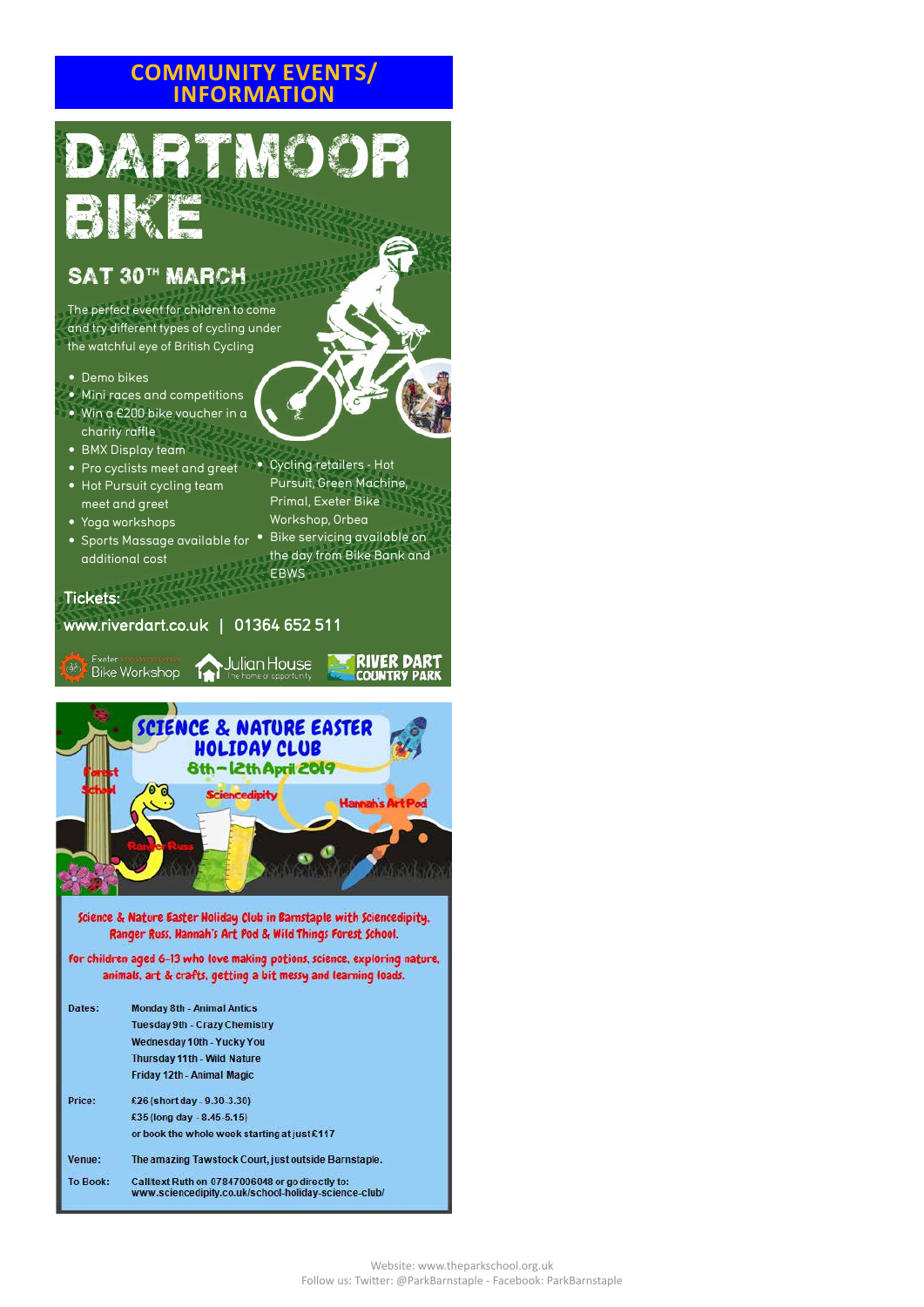# COMMUNITY EVENTS/ INFORMATION

## DARTMOOR BIKE

### SAT 30TH MARCH

The perfect event for children to come and try different types of cycling under the watchful eye of British Cycling

- Demo bikes
- Mini races and competitions
- Win a £200 bike voucher in a charity raffle
- BMX Display team
- Pro cyclists meet and greet
- Hot Pursuit cycling team meet and greet
- Yoga workshops
- Sports Massage available for additional cost
- Cycling retailers - Hot Pursuit, Green Machine, Primal, Exeter Bike Workshop, Orbea
- Bike servicing available on the day from Bike Bank and EBWS

**Tickets:**

www.riverdart.co.uk | 01364 652 511

Exeter Bike Workshop | Julian House The home of opportunity | RIVER DART COUNTRY PARK

## SCIENCE & NATURE EASTER HOLIDAY CLUB

**8th – 12th April 2019**

Forest School | Sciencedipity | Hannah's Art Pod | Ranger Russ

Science & Nature Easter Holiday Club in Barnstaple with Sciencedipity, Ranger Russ, Hannah's Art Pod & Wild Things Forest School.

For children aged 6-13 who love making potions, science, exploring nature, animals, art & crafts, getting a bit messy and learning loads.

| | |
|---|---|
| Dates: | Monday 8th - Animal Antics<br>Tuesday 9th - Crazy Chemistry<br>Wednesday 10th - Yucky You<br>Thursday 11th - Wild Nature<br>Friday 12th - Animal Magic |
| Price: | £26 (short day - 9.30-3.30)<br>£35 (long day - 8.45-5.15)<br>or book the whole week starting at just £117 |
| Venue: | The amazing Tawstock Court, just outside Barnstaple. |
| To Book: | Call/text Ruth on 07847006048 or go directly to: www.sciencedipity.co.uk/school-holiday-science-club/ |

Website: www.theparkschool.org.uk
Follow us: Twitter: @ParkBarnstaple - Facebook: ParkBarnstaple